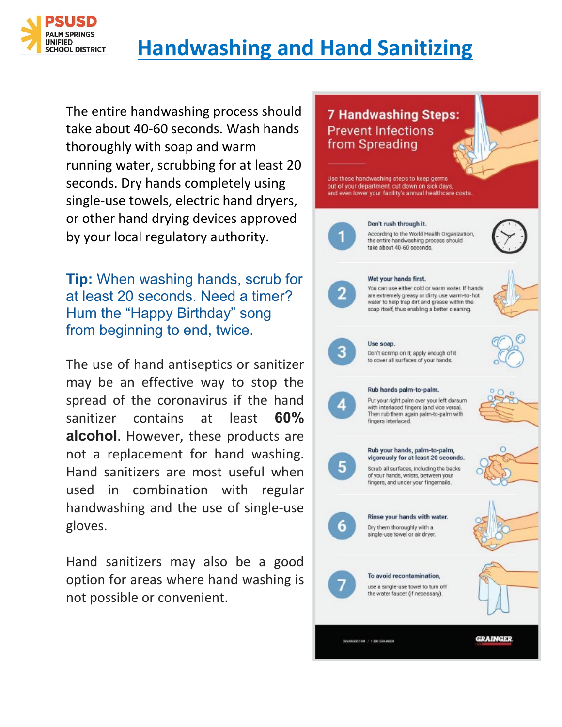PSUSD
PALM SPRINGS UNIFIED SCHOOL DISTRICT

# Handwashing and Hand Sanitizing

The entire handwashing process should take about 40-60 seconds. Wash hands thoroughly with soap and warm running water, scrubbing for at least 20 seconds. Dry hands completely using single-use towels, electric hand dryers, or other hand drying devices approved by your local regulatory authority.

**Tip:** When washing hands, scrub for at least 20 seconds. Need a timer? Hum the "Happy Birthday" song from beginning to end, twice.

The use of hand antiseptics or sanitizer may be an effective way to stop the spread of the coronavirus if the hand sanitizer contains at least **60% alcohol**. However, these products are not a replacement for hand washing. Hand sanitizers are most useful when used in combination with regular handwashing and the use of single-use gloves.

Hand sanitizers may also be a good option for areas where hand washing is not possible or convenient.

## 7 Handwashing Steps: Prevent Infections from Spreading

Use these handwashing steps to keep germs out of your department, cut down on sick days, and even lower your facility's annual healthcare costs.

1. **Don't rush through it.** According to the World Health Organization, the entire handwashing process should take about 40-60 seconds.
2. **Wet your hands first.** You can use either cold or warm water. If hands are extremely greasy or dirty, use warm-to-hot water to help trap dirt and grease within the soap itself, thus enabling a better cleaning.
3. **Use soap.** Don't scrimp on it; apply enough of it to cover all surfaces of your hands.
4. **Rub hands palm-to-palm.** Put your right palm over your left dorsum with interlaced fingers (and vice versa). Then rub them again palm-to-palm with fingers interlaced.
5. **Rub your hands, palm-to-palm, vigorously for at least 20 seconds.** Scrub all surfaces, including the backs of your hands, wrists, between your fingers, and under your fingernails.
6. **Rinse your hands with water.** Dry them thoroughly with a single-use towel or air dryer.
7. **To avoid recontamination,** use a single-use towel to turn off the water faucet (if necessary).

GRAINGER.COM / 1.800.GRAINGER

GRAINGER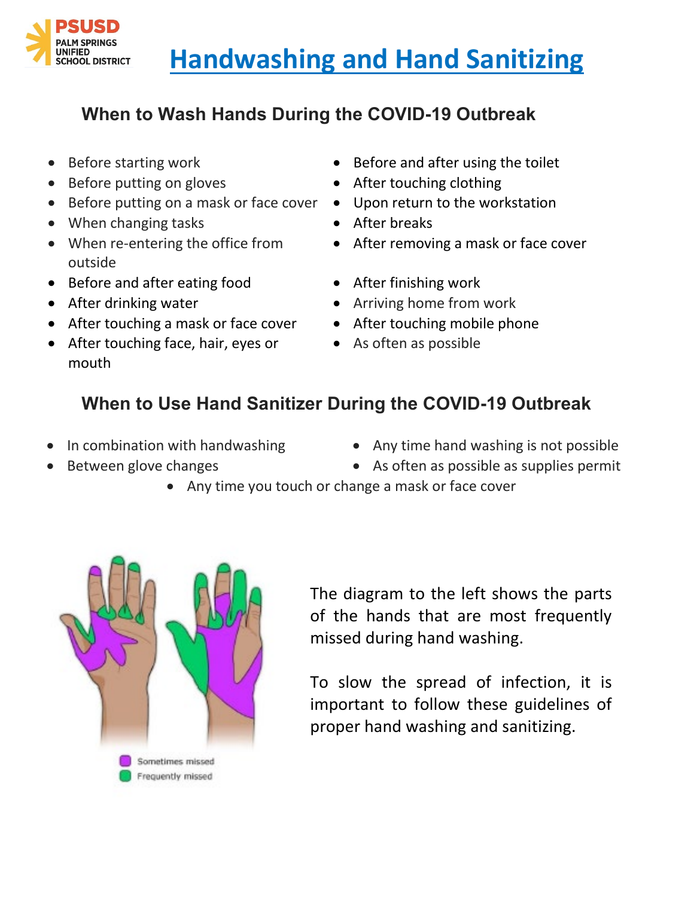PSUSD
PALM SPRINGS UNIFIED SCHOOL DISTRICT

# Handwashing and Hand Sanitizing

## When to Wash Hands During the COVID-19 Outbreak

- Before starting work
- Before putting on gloves
- Before putting on a mask or face cover
- When changing tasks
- When re-entering the office from outside
- Before and after eating food
- After drinking water
- After touching a mask or face cover
- After touching face, hair, eyes or mouth
- Before and after using the toilet
- After touching clothing
- Upon return to the workstation
- After breaks
- After removing a mask or face cover
- After finishing work
- Arriving home from work
- After touching mobile phone
- As often as possible

## When to Use Hand Sanitizer During the COVID-19 Outbreak

- In combination with handwashing
- Between glove changes
- Any time hand washing is not possible
- As often as possible supplies permit
- Any time you touch or change a mask or face cover

Sometimes missed
Frequently missed

The diagram to the left shows the parts of the hands that are most frequently missed during hand washing.

To slow the spread of infection, it is important to follow these guidelines of proper hand washing and sanitizing.